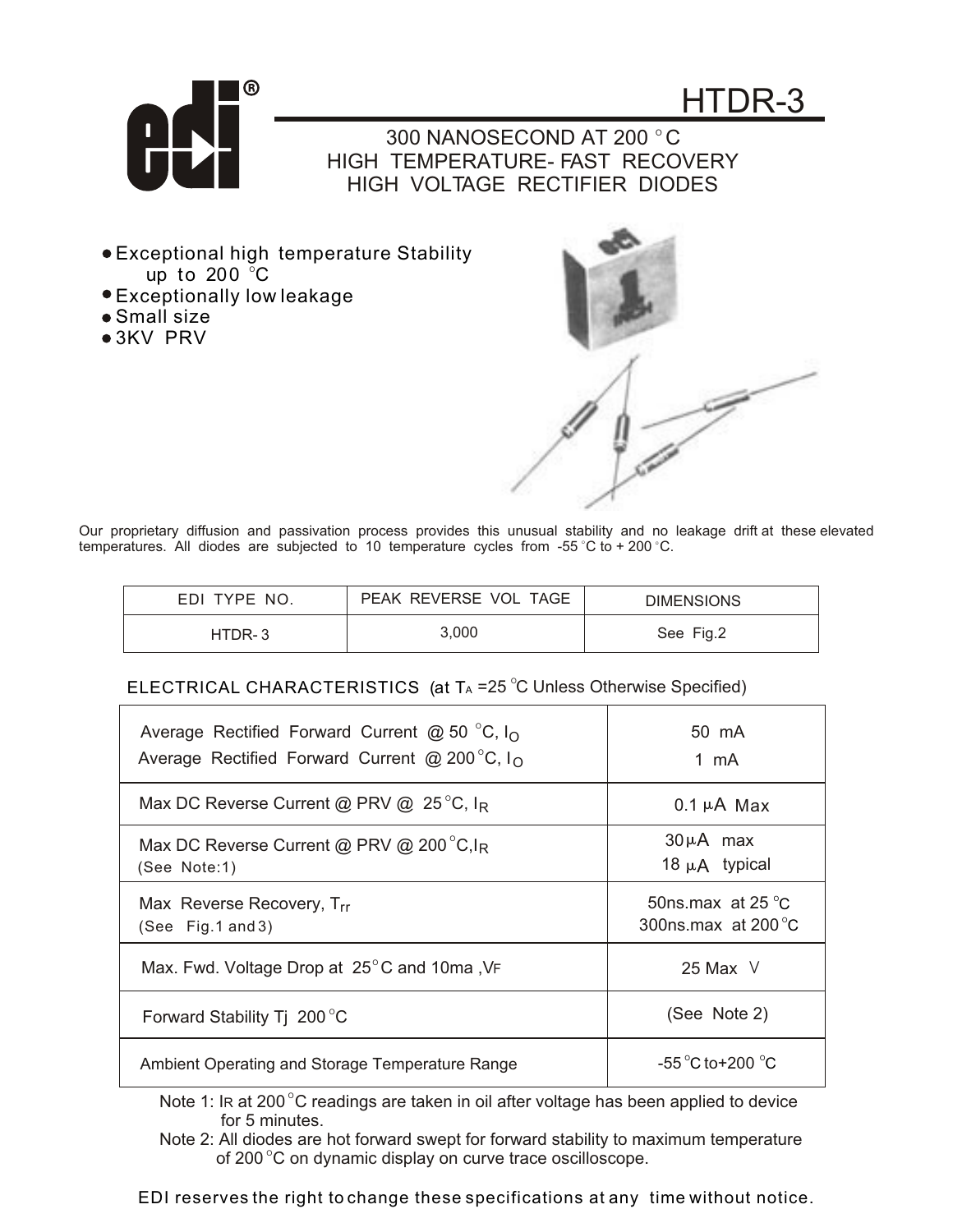# HTDR-3

## 300 NANOSECOND AT 200 °C HIGH TEMPERATURE- FAST RECOVERY HIGH VOLTAGE RECTIFIER DIODES

- Exceptional high temperature Stability up to 200 °C
- Exceptionally low leakage
- Small size
- 3KV PRV

Our proprietary diffusion and passivation process provides this unusual stability and no leakage drift at these elevated temperatures. All diodes are subjected to 10 temperature cycles from -55 °C to + 200 °C.

| EDI TYPE NO. | PEAK REVERSE VOL TAGE | DIMENSIONS |
|---|---|---|
| HTDR- 3 | 3,000 | See Fig.2 |

ELECTRICAL CHARACTERISTICS (at $T_A$ =25 °C Unless Otherwise Specified)

| Parameter | Value |
|---|---|
| Average Rectified Forward Current @ 50 °C, $I_O$<br>Average Rectified Forward Current @ 200 °C, $I_O$ | 50 mA<br>1 mA |
| Max DC Reverse Current @ PRV @ 25 °C, $I_R$ | 0.1 µA Max |
| Max DC Reverse Current @ PRV @ 200 °C, $I_R$ (See Note:1) | 30 µA max<br>18 µA typical |
| Max Reverse Recovery, $T_{rr}$ (See Fig.1 and 3) | 50ns.max at 25 °C<br>300ns.max at 200 °C |
| Max. Fwd. Voltage Drop at 25° C and 10ma , $V_F$ | 25 Max V |
| Forward Stability Tj 200 °C | (See Note 2) |
| Ambient Operating and Storage Temperature Range | -55 °C to+200 °C |

Note 1: $I_R$ at 200 °C readings are taken in oil after voltage has been applied to device for 5 minutes.

Note 2: All diodes are hot forward swept for forward stability to maximum temperature of 200 °C on dynamic display on curve trace oscilloscope.

EDI reserves the right to change these specifications at any time without notice.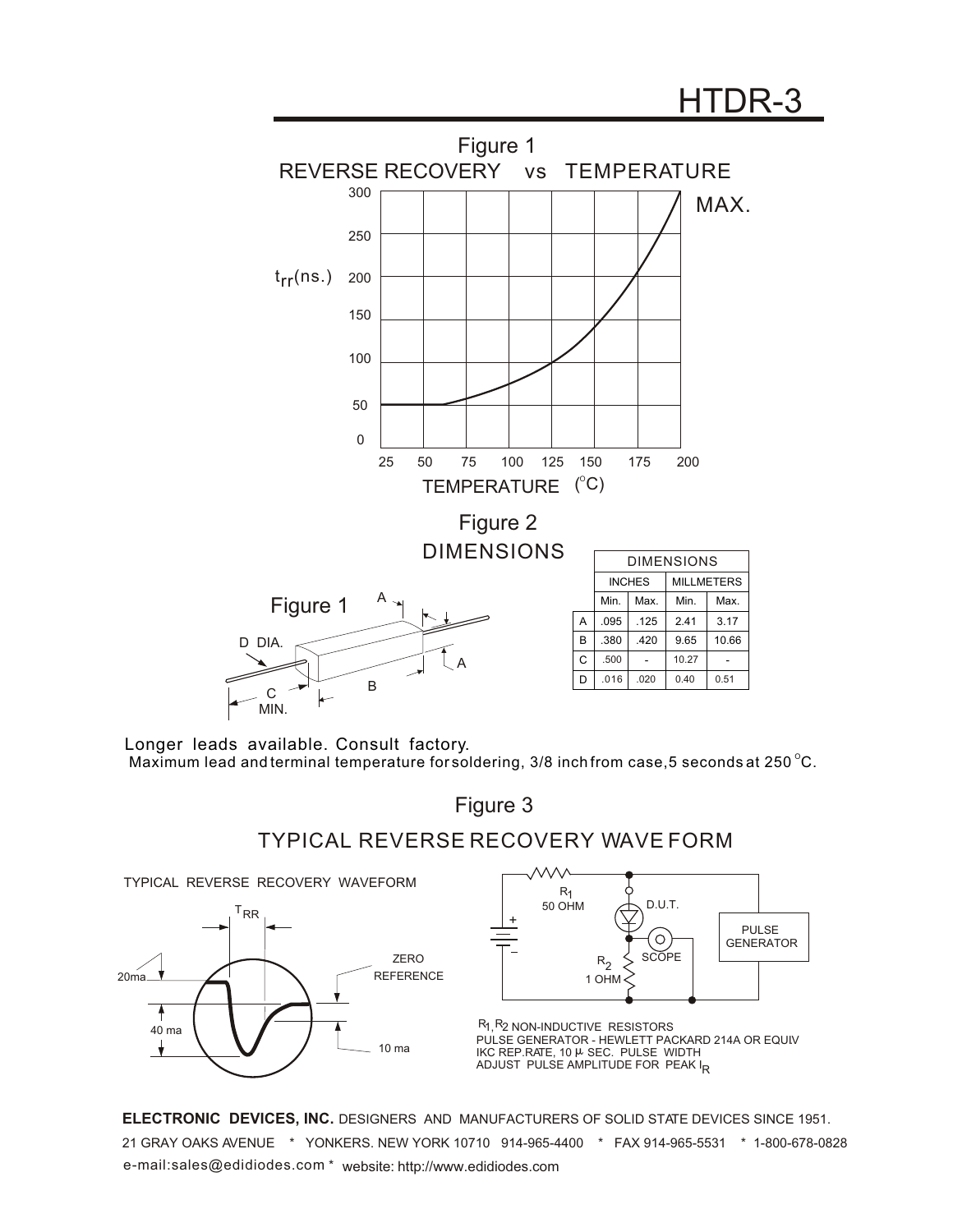# HTDR-3

## Figure 1
REVERSE RECOVERY vs TEMPERATURE

MAX.

$t_{rr}$(ns.)

300
250
200
150
100
50
0

25 50 75 100 125 150 175 200

TEMPERATURE (°C)

## Figure 2
DIMENSIONS

Figure 1

A

D DIA.

A

C MIN.

B

| | DIMENSIONS | | | |
|---|---|---|---|---|
| | INCHES | | MILLMETERS | |
| | Min. | Max. | Min. | Max. |
| A | .095 | .125 | 2.41 | 3.17 |
| B | .380 | .420 | 9.65 | 10.66 |
| C | .500 | - | 10.27 | - |
| D | .016 | .020 | 0.40 | 0.51 |

Longer leads available. Consult factory.
Maximum lead and terminal temperature for soldering, 3/8 inch from case, 5 seconds at 250 °C.

## Figure 3
TYPICAL REVERSE RECOVERY WAVE FORM

TYPICAL REVERSE RECOVERY WAVEFORM

$T_{RR}$

20ma

40 ma

ZERO REFERENCE

10 ma

$R_1$ 50 OHM

D.U.T.

$R_2$ 1 OHM

SCOPE

PULSE GENERATOR

$R_1$, $R_2$ NON-INDUCTIVE RESISTORS
PULSE GENERATOR - HEWLETT PACKARD 214A OR EQUIV
IKC REP.RATE, 10 μ SEC. PULSE WIDTH
ADJUST PULSE AMPLITUDE FOR PEAK $I_R$

**ELECTRONIC DEVICES, INC.** DESIGNERS AND MANUFACTURERS OF SOLID STATE DEVICES SINCE 1951.
21 GRAY OAKS AVENUE * YONKERS. NEW YORK 10710 914-965-4400 * FAX 914-965-5531 * 1-800-678-0828
e-mail:sales@edidiodes.com * website: http://www.edidiodes.com